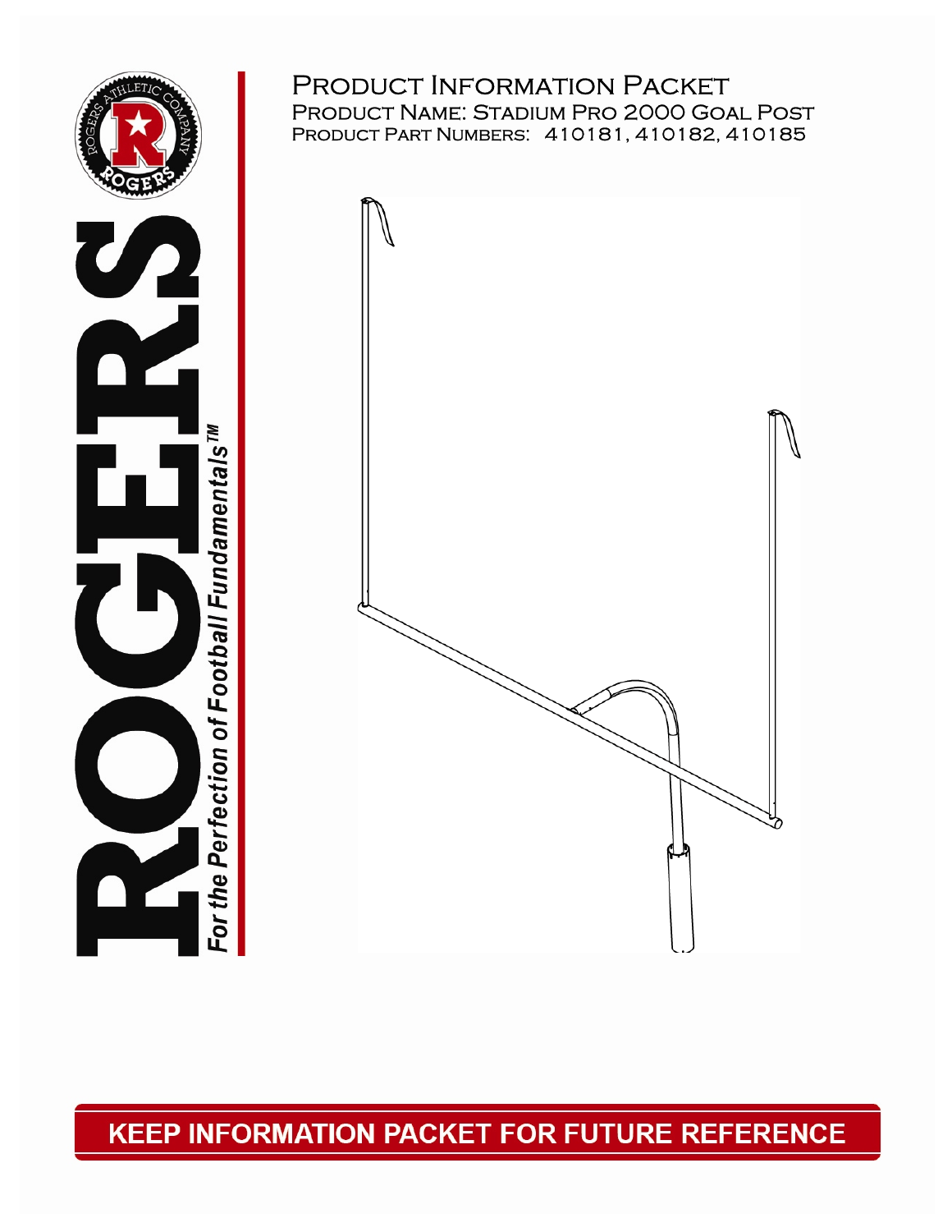# Product Information Packet

## Product Name: Stadium Pro 2000 Goal Post

### Product Part Numbers: 410181, 410182, 410185

ROGERS

*For the Perfection of Football Fundamentals™*

**KEEP INFORMATION PACKET FOR FUTURE REFERENCE**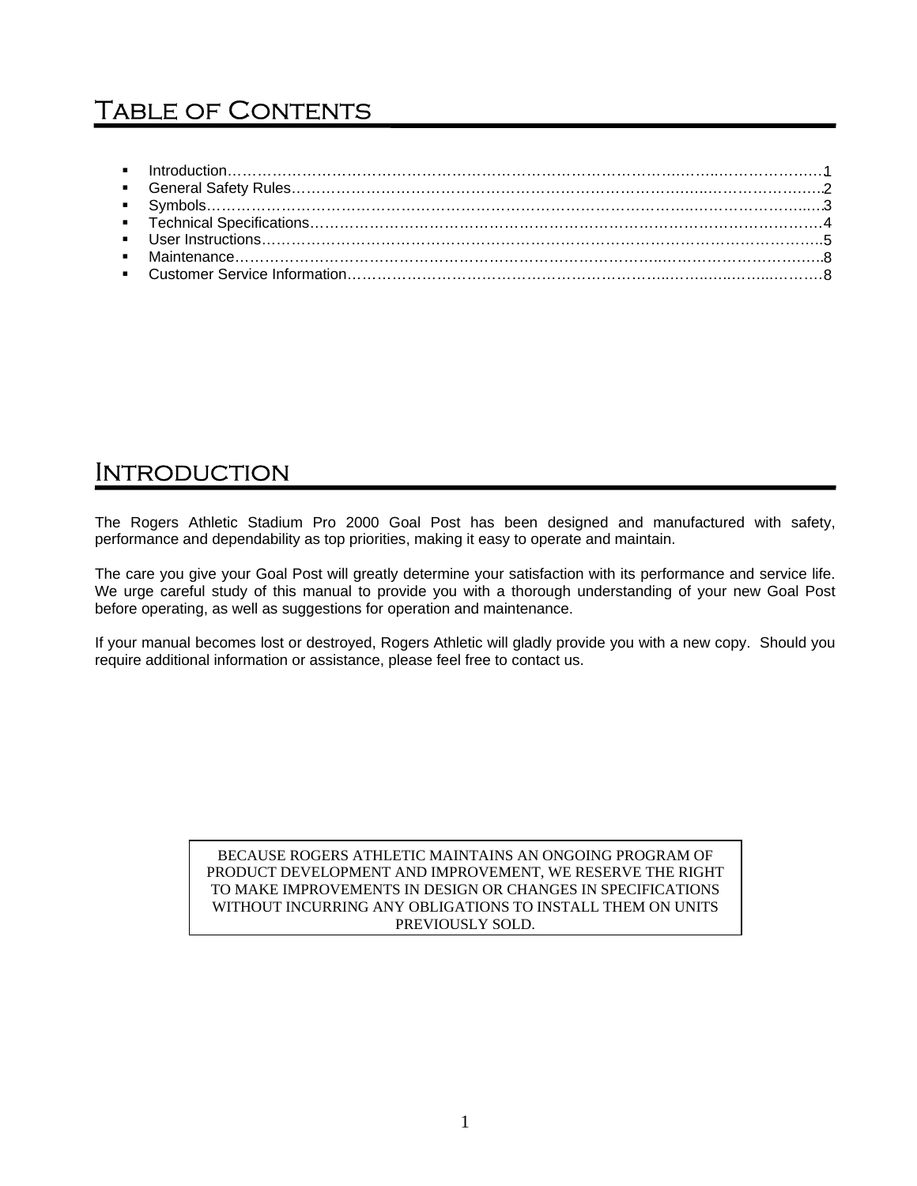# Table of Contents

- Introduction……………………………………………………………………………………………………1
- General Safety Rules…………………………………………………………………………………………2
- Symbols……………………………………………………………………………………………………………3
- Technical Specifications……………………………………………………………………………………4
- User Instructions……………………………………………………………………………………………5
- Maintenance………………………………………………………………………………………………………8
- Customer Service Information……………………………………………………………………………8

# Introduction

The Rogers Athletic Stadium Pro 2000 Goal Post has been designed and manufactured with safety, performance and dependability as top priorities, making it easy to operate and maintain.

The care you give your Goal Post will greatly determine your satisfaction with its performance and service life. We urge careful study of this manual to provide you with a thorough understanding of your new Goal Post before operating, as well as suggestions for operation and maintenance.

If your manual becomes lost or destroyed, Rogers Athletic will gladly provide you with a new copy. Should you require additional information or assistance, please feel free to contact us.

BECAUSE ROGERS ATHLETIC MAINTAINS AN ONGOING PROGRAM OF PRODUCT DEVELOPMENT AND IMPROVEMENT, WE RESERVE THE RIGHT TO MAKE IMPROVEMENTS IN DESIGN OR CHANGES IN SPECIFICATIONS WITHOUT INCURRING ANY OBLIGATIONS TO INSTALL THEM ON UNITS PREVIOUSLY SOLD.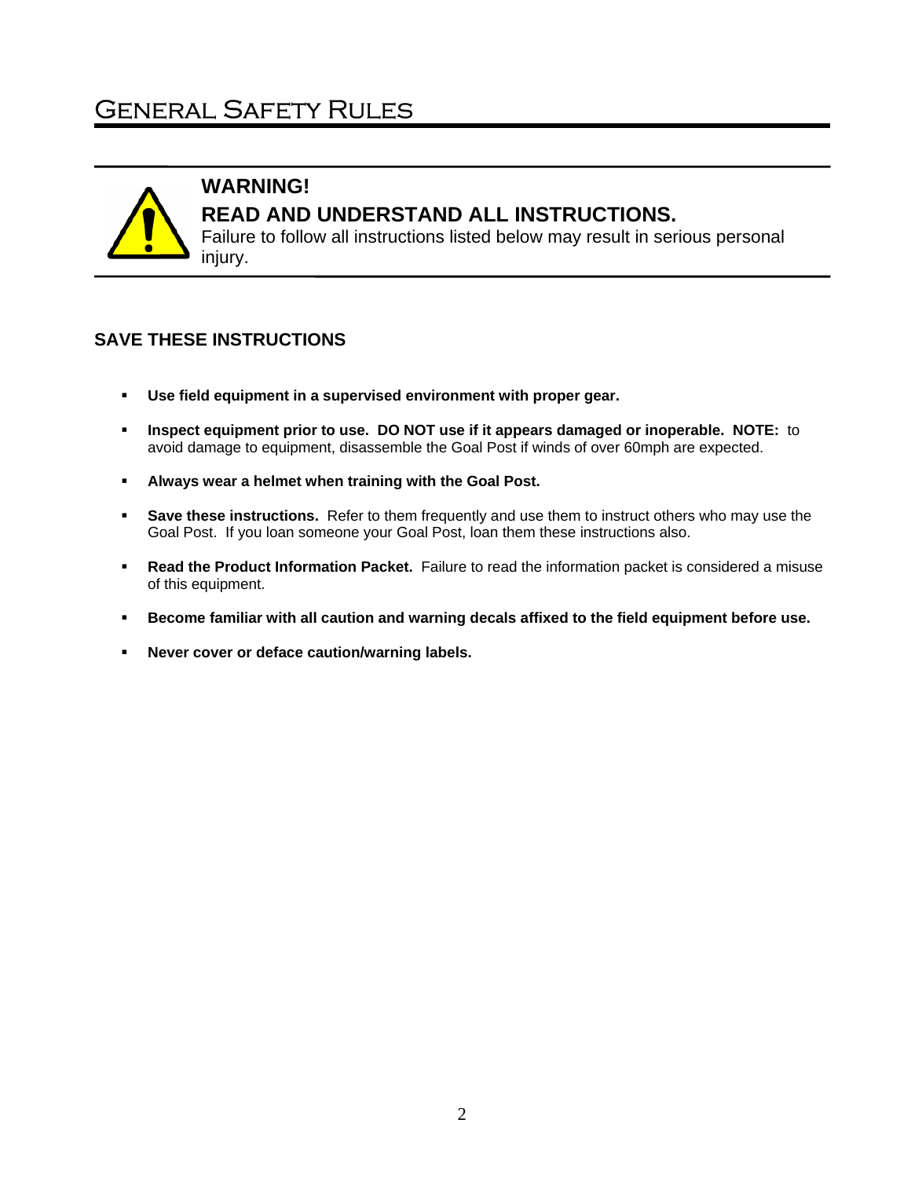# General Safety Rules

**WARNING!**

**READ AND UNDERSTAND ALL INSTRUCTIONS.**

Failure to follow all instructions listed below may result in serious personal injury.

## SAVE THESE INSTRUCTIONS

- **Use field equipment in a supervised environment with proper gear.**
- **Inspect equipment prior to use. DO NOT use if it appears damaged or inoperable. NOTE:** to avoid damage to equipment, disassemble the Goal Post if winds of over 60mph are expected.
- **Always wear a helmet when training with the Goal Post.**
- **Save these instructions.** Refer to them frequently and use them to instruct others who may use the Goal Post. If you loan someone your Goal Post, loan them these instructions also.
- **Read the Product Information Packet.** Failure to read the information packet is considered a misuse of this equipment.
- **Become familiar with all caution and warning decals affixed to the field equipment before use.**
- **Never cover or deface caution/warning labels.**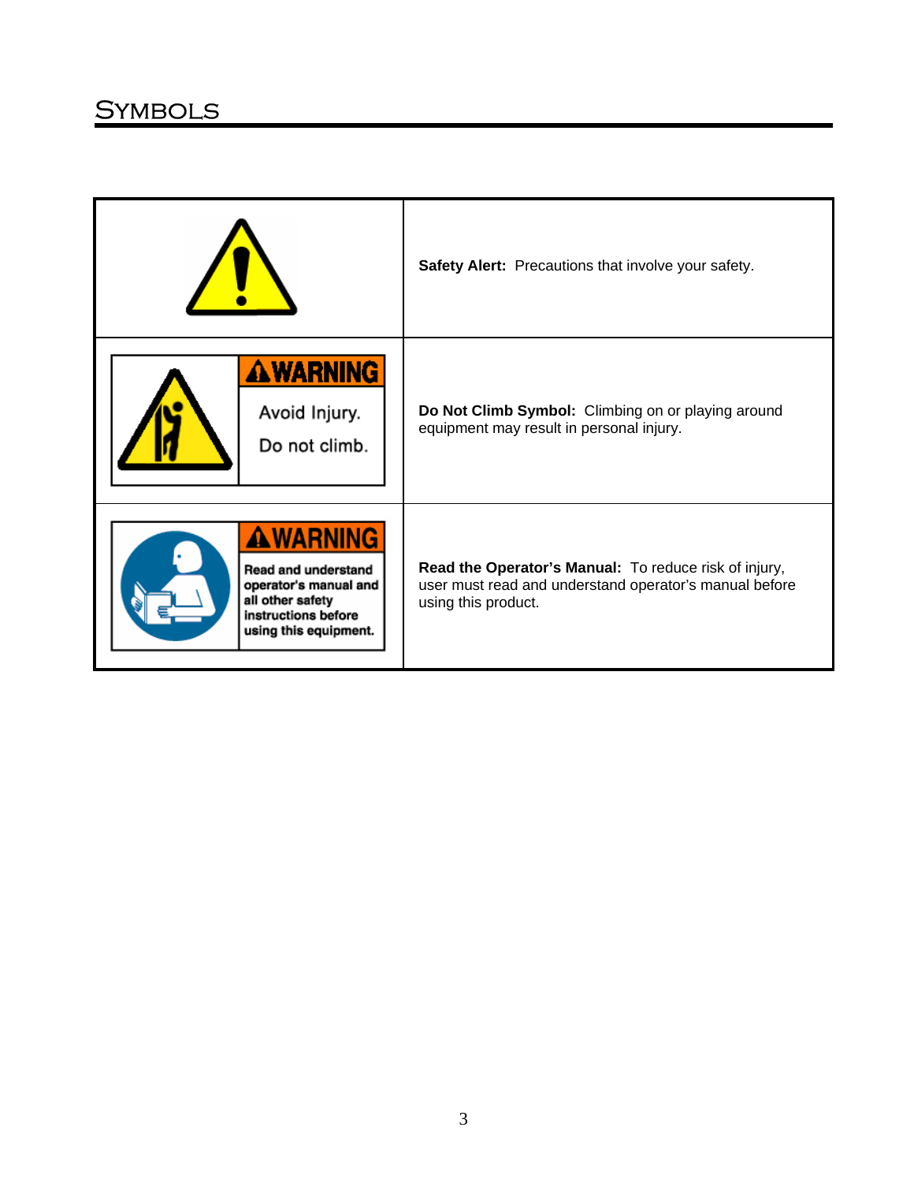# Symbols

| | |
|---|---|
| | **Safety Alert:** Precautions that involve your safety. |
| WARNING Avoid Injury. Do not climb. | **Do Not Climb Symbol:** Climbing on or playing around equipment may result in personal injury. |
| WARNING Read and understand operator's manual and all other safety instructions before using this equipment. | **Read the Operator's Manual:** To reduce risk of injury, user must read and understand operator's manual before using this product. |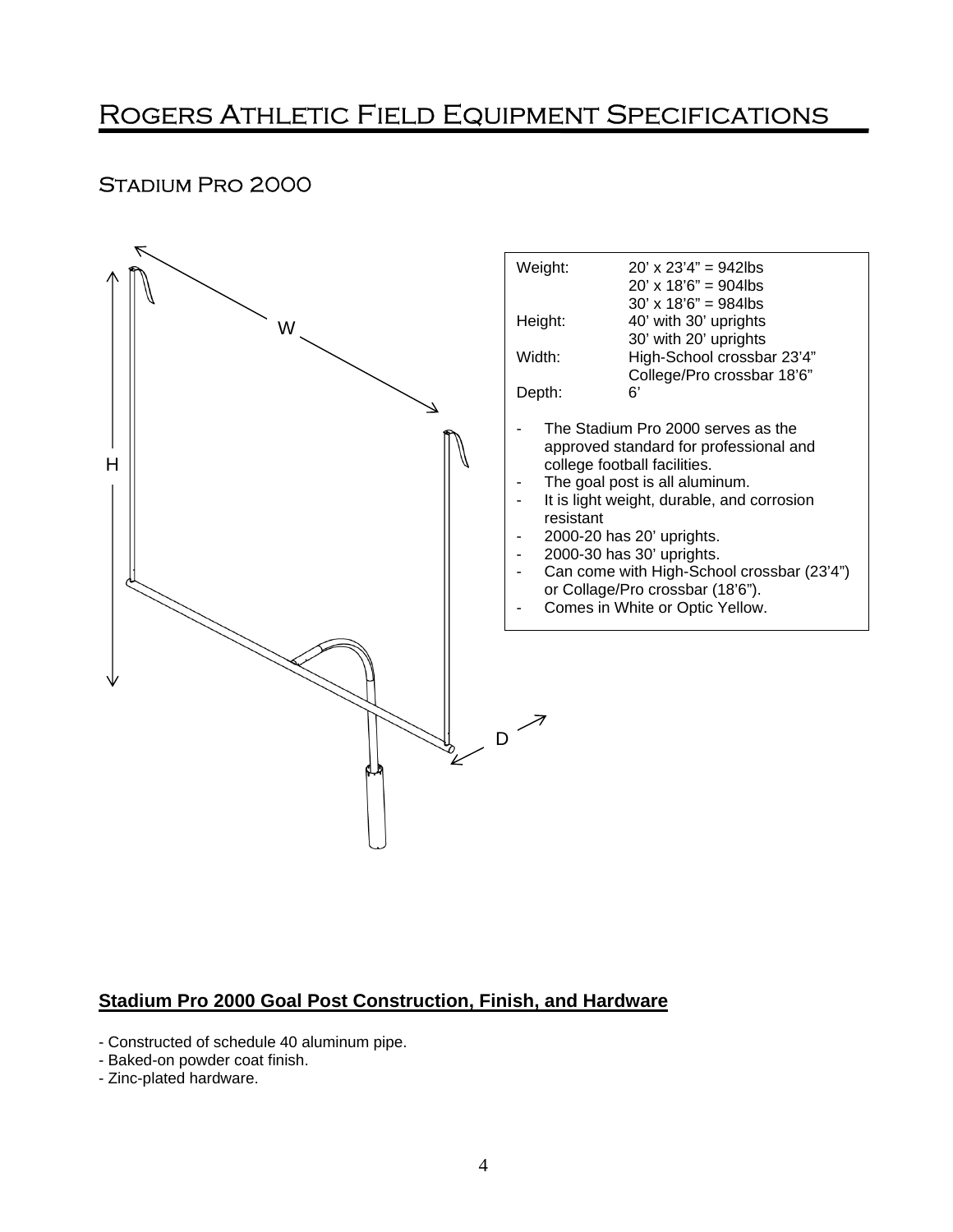# Rogers Athletic Field Equipment Specifications

## Stadium Pro 2000

W

H

D

| | |
|---|---|
| Weight: | 20' x 23'4" = 942lbs |
| | 20' x 18'6" = 904lbs |
| | 30' x 18'6" = 984lbs |
| Height: | 40' with 30' uprights |
| | 30' with 20' uprights |
| Width: | High-School crossbar 23'4" |
| | College/Pro crossbar 18'6" |
| Depth: | 6' |

- The Stadium Pro 2000 serves as the approved standard for professional and college football facilities.
- The goal post is all aluminum.
- It is light weight, durable, and corrosion resistant
- 2000-20 has 20' uprights.
- 2000-30 has 30' uprights.
- Can come with High-School crossbar (23'4") or Collage/Pro crossbar (18'6").
- Comes in White or Optic Yellow.

### **Stadium Pro 2000 Goal Post Construction, Finish, and Hardware**

- Constructed of schedule 40 aluminum pipe.
- Baked-on powder coat finish.
- Zinc-plated hardware.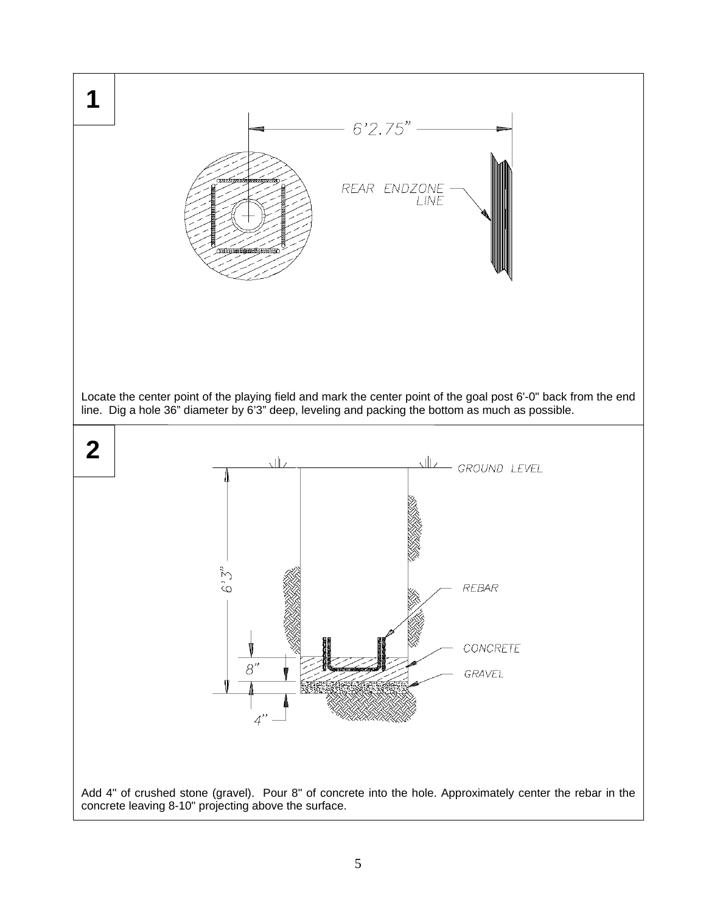**1**

Locate the center point of the playing field and mark the center point of the goal post 6'-0" back from the end line. Dig a hole 36" diameter by 6'3" deep, leveling and packing the bottom as much as possible.

**2**

Add 4" of crushed stone (gravel). Pour 8" of concrete into the hole. Approximately center the rebar in the concrete leaving 8-10" projecting above the surface.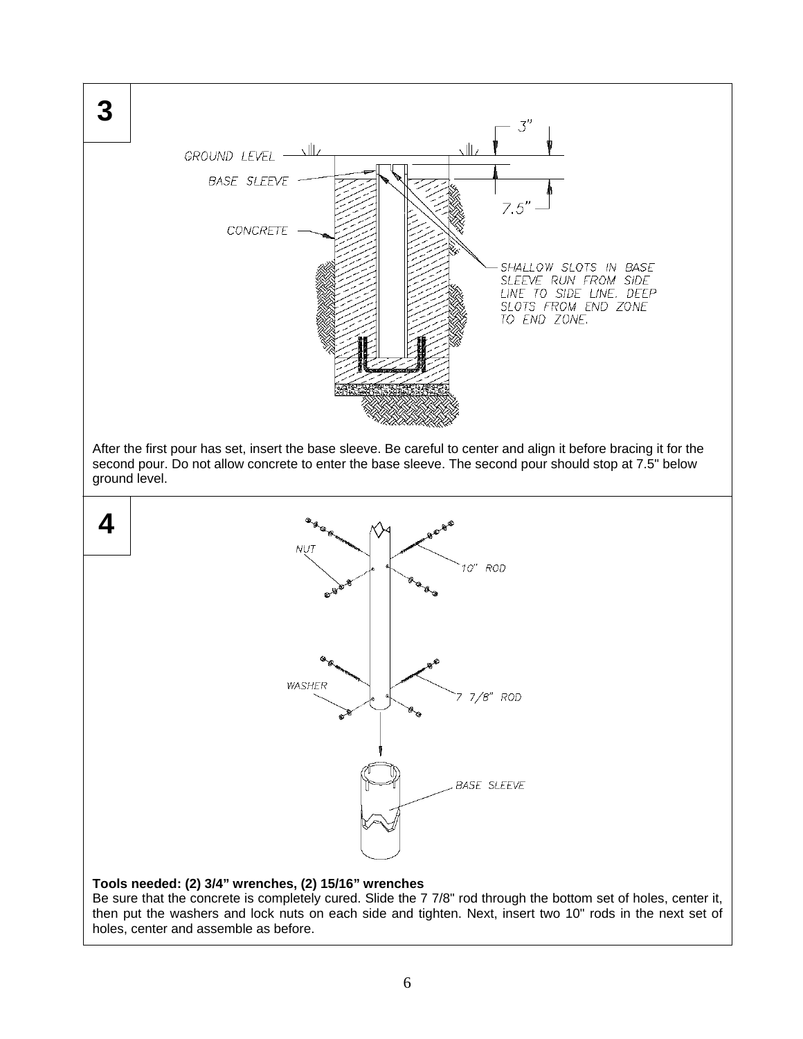## 3

GROUND LEVEL

BASE SLEEVE

CONCRETE

3"

7.5"

SHALLOW SLOTS IN BASE SLEEVE RUN FROM SIDE LINE TO SIDE LINE. DEEP SLOTS FROM END ZONE TO END ZONE.

After the first pour has set, insert the base sleeve. Be careful to center and align it before bracing it for the second pour. Do not allow concrete to enter the base sleeve. The second pour should stop at 7.5" below ground level.

## 4

NUT

10" ROD

WASHER

7 7/8" ROD

BASE SLEEVE

**Tools needed: (2) 3/4" wrenches, (2) 15/16" wrenches**

Be sure that the concrete is completely cured. Slide the 7 7/8" rod through the bottom set of holes, center it, then put the washers and lock nuts on each side and tighten. Next, insert two 10" rods in the next set of holes, center and assemble as before.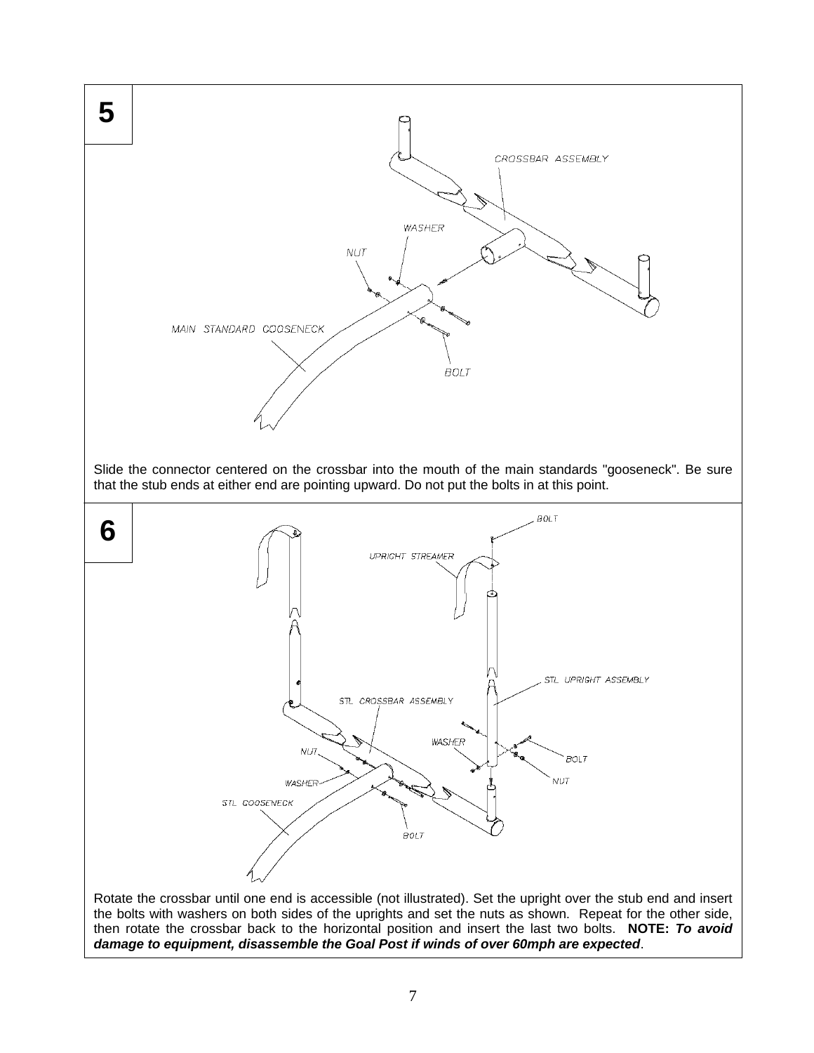## 5

Slide the connector centered on the crossbar into the mouth of the main standards "gooseneck". Be sure that the stub ends at either end are pointing upward. Do not put the bolts in at this point.

## 6

Rotate the crossbar until one end is accessible (not illustrated). Set the upright over the stub end and insert the bolts with washers on both sides of the uprights and set the nuts as shown. Repeat for the other side, then rotate the crossbar back to the horizontal position and insert the last two bolts. **NOTE:** ***To avoid damage to equipment, disassemble the Goal Post if winds of over 60mph are expected***.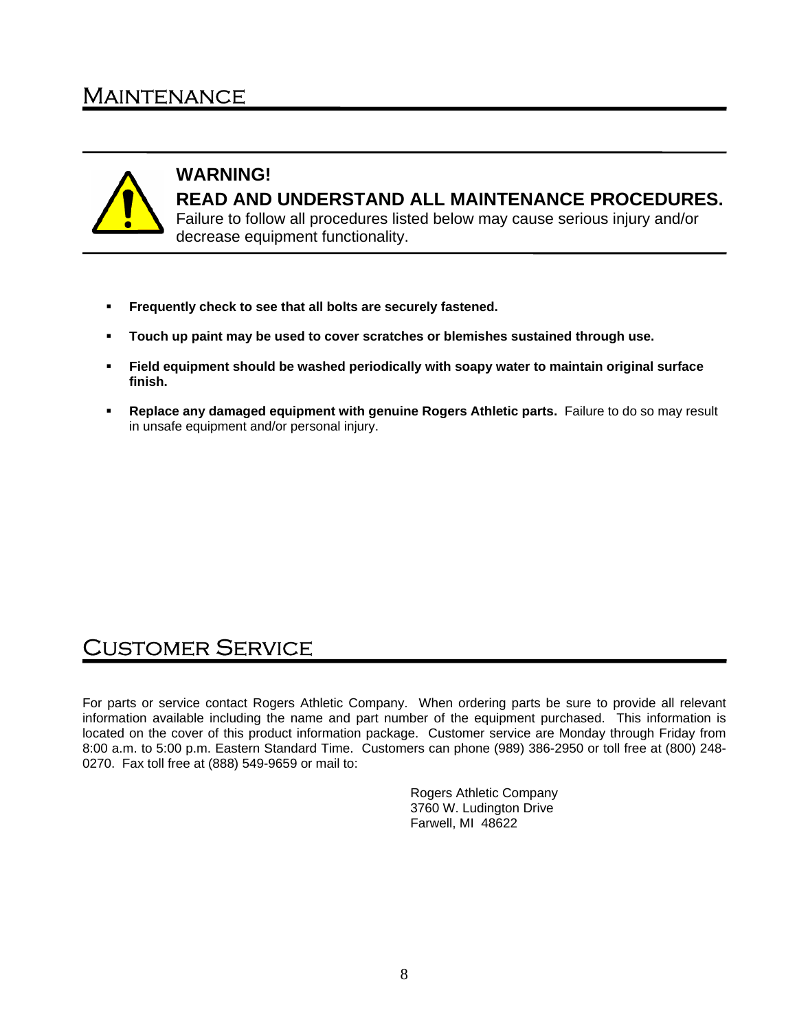# Maintenance

**WARNING!**

**READ AND UNDERSTAND ALL MAINTENANCE PROCEDURES.**

Failure to follow all procedures listed below may cause serious injury and/or decrease equipment functionality.

- **Frequently check to see that all bolts are securely fastened.**
- **Touch up paint may be used to cover scratches or blemishes sustained through use.**
- **Field equipment should be washed periodically with soapy water to maintain original surface finish.**
- **Replace any damaged equipment with genuine Rogers Athletic parts.** Failure to do so may result in unsafe equipment and/or personal injury.

# Customer Service

For parts or service contact Rogers Athletic Company. When ordering parts be sure to provide all relevant information available including the name and part number of the equipment purchased. This information is located on the cover of this product information package. Customer service are Monday through Friday from 8:00 a.m. to 5:00 p.m. Eastern Standard Time. Customers can phone (989) 386-2950 or toll free at (800) 248-0270. Fax toll free at (888) 549-9659 or mail to:

Rogers Athletic Company
3760 W. Ludington Drive
Farwell, MI 48622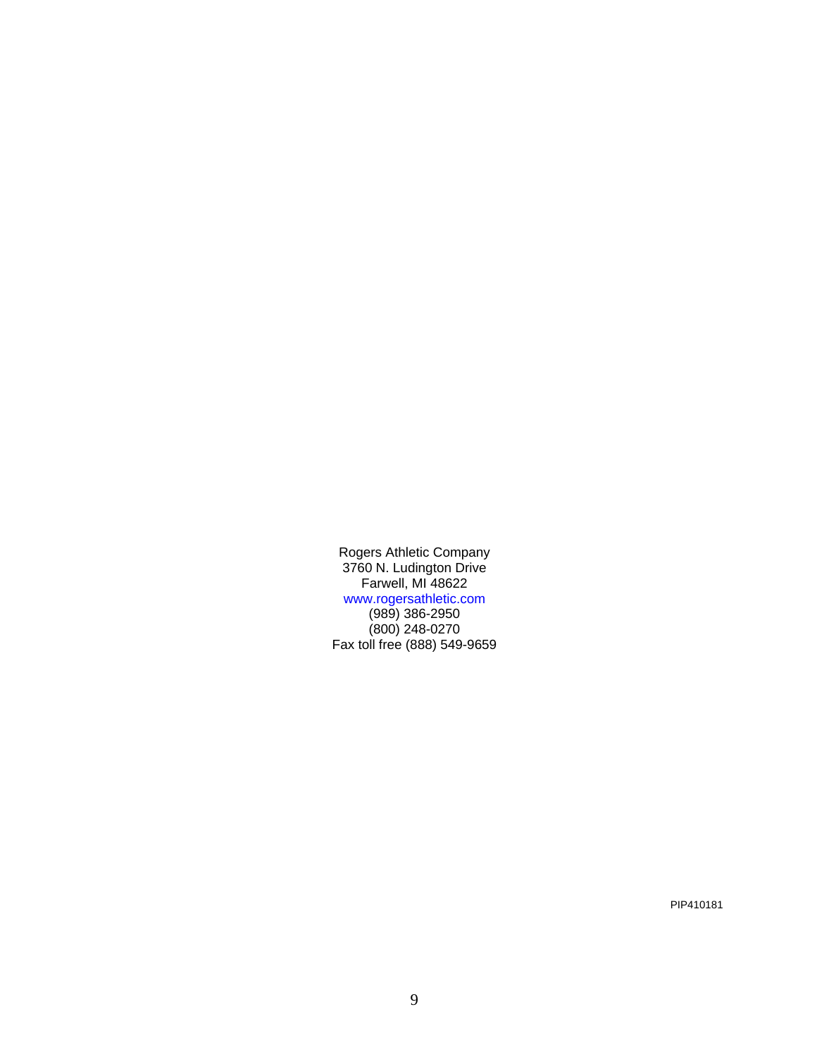Rogers Athletic Company
3760 N. Ludington Drive
Farwell, MI 48622
www.rogersathletic.com
(989) 386-2950
(800) 248-0270
Fax toll free (888) 549-9659

PIP410181